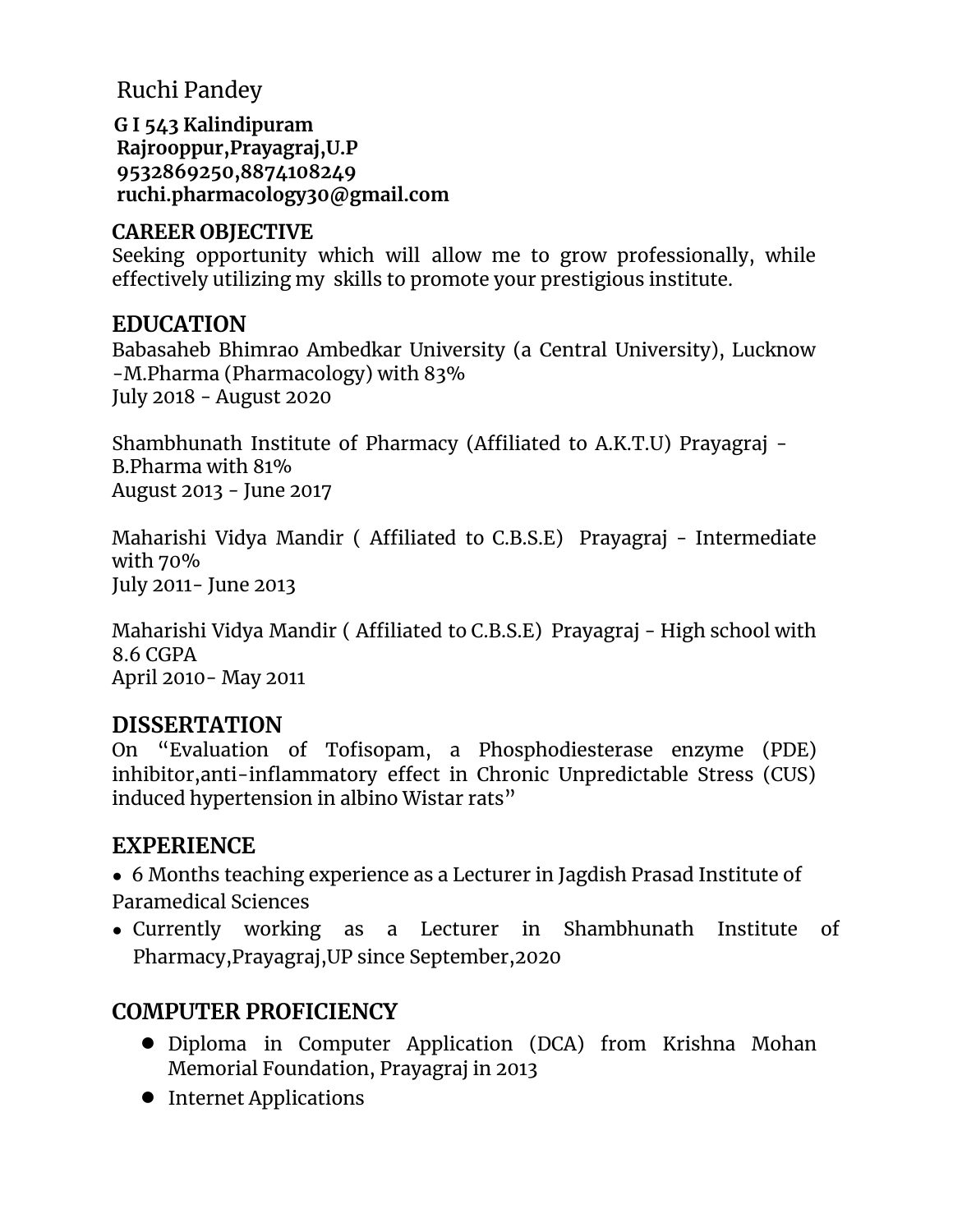# Ruchi Pandey

**G I 543 Kalindipuram**
**Rajrooppur,Prayagraj,U.P**
**9532869250,8874108249**
**ruchi.pharmacology30@gmail.com**

## CAREER OBJECTIVE

Seeking opportunity which will allow me to grow professionally, while effectively utilizing my skills to promote your prestigious institute.

## EDUCATION

Babasaheb Bhimrao Ambedkar University (a Central University), Lucknow -M.Pharma (Pharmacology) with 83%
July 2018 - August 2020

Shambhunath Institute of Pharmacy (Affiliated to A.K.T.U) Prayagraj - B.Pharma with 81%
August 2013 - June 2017

Maharishi Vidya Mandir ( Affiliated to C.B.S.E) Prayagraj - Intermediate with 70%
July 2011- June 2013

Maharishi Vidya Mandir ( Affiliated to C.B.S.E) Prayagraj - High school with 8.6 CGPA
April 2010- May 2011

## DISSERTATION

On "Evaluation of Tofisopam, a Phosphodiesterase enzyme (PDE) inhibitor,anti-inflammatory effect in Chronic Unpredictable Stress (CUS) induced hypertension in albino Wistar rats"

## EXPERIENCE

- 6 Months teaching experience as a Lecturer in Jagdish Prasad Institute of Paramedical Sciences
- Currently working as a Lecturer in Shambhunath Institute of Pharmacy,Prayagraj,UP since September,2020

## COMPUTER PROFICIENCY

- Diploma in Computer Application (DCA) from Krishna Mohan Memorial Foundation, Prayagraj in 2013
- Internet Applications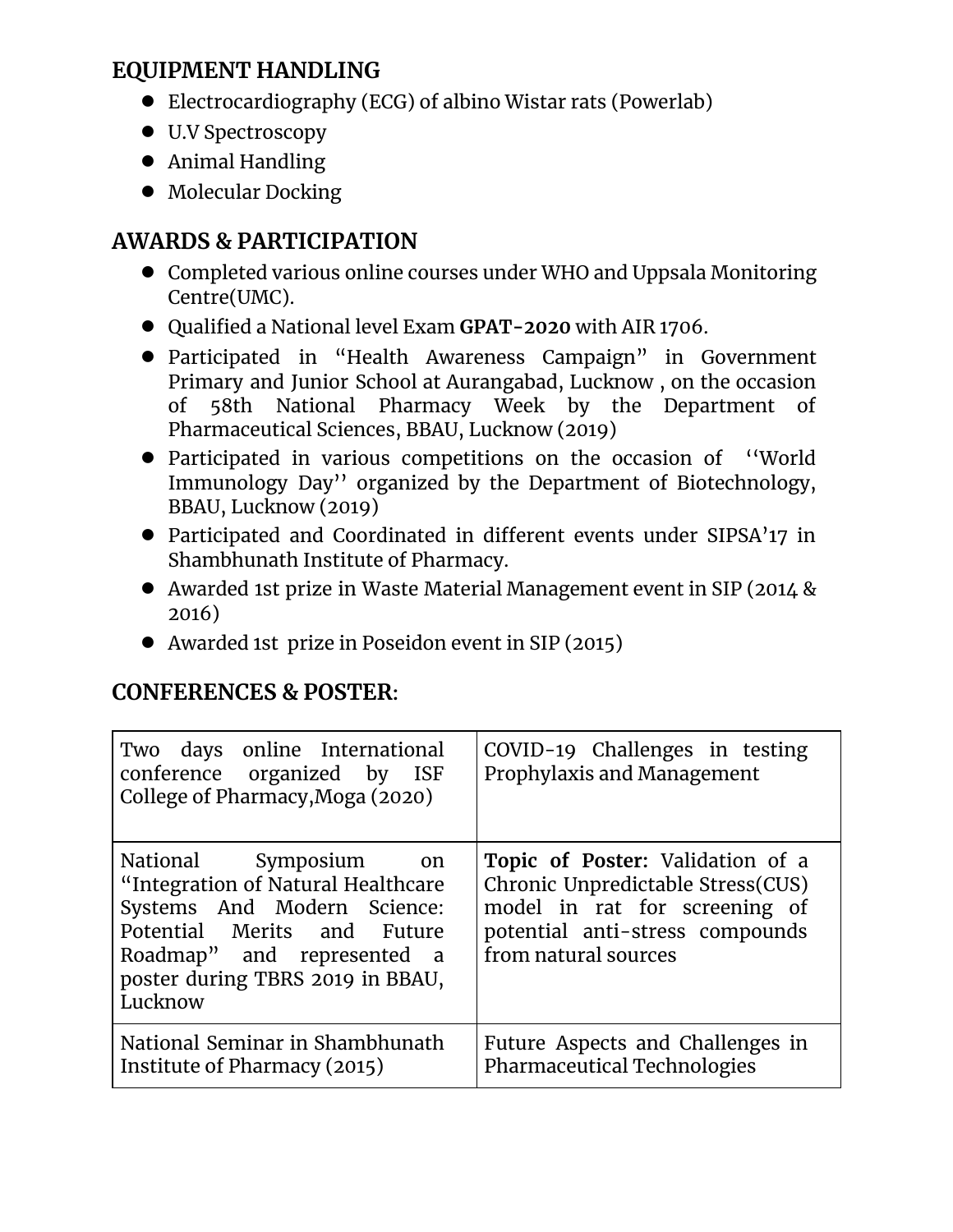## EQUIPMENT HANDLING

- Electrocardiography (ECG) of albino Wistar rats (Powerlab)
- U.V Spectroscopy
- Animal Handling
- Molecular Docking

## AWARDS & PARTICIPATION

- Completed various online courses under WHO and Uppsala Monitoring Centre(UMC).
- Qualified a National level Exam **GPAT-2020** with AIR 1706.
- Participated in "Health Awareness Campaign" in Government Primary and Junior School at Aurangabad, Lucknow , on the occasion of 58th National Pharmacy Week by the Department of Pharmaceutical Sciences, BBAU, Lucknow (2019)
- Participated in various competitions on the occasion of ''World Immunology Day'' organized by the Department of Biotechnology, BBAU, Lucknow (2019)
- Participated and Coordinated in different events under SIPSA'17 in Shambhunath Institute of Pharmacy.
- Awarded 1st prize in Waste Material Management event in SIP (2014 & 2016)
- Awarded 1st prize in Poseidon event in SIP (2015)

## CONFERENCES & POSTER:

| | |
|---|---|
| Two days online International conference organized by ISF College of Pharmacy,Moga (2020) | COVID-19 Challenges in testing Prophylaxis and Management |
| National Symposium on "Integration of Natural Healthcare Systems And Modern Science: Potential Merits and Future Roadmap" and represented a poster during TBRS 2019 in BBAU, Lucknow | **Topic of Poster:** Validation of a Chronic Unpredictable Stress(CUS) model in rat for screening of potential anti-stress compounds from natural sources |
| National Seminar in Shambhunath Institute of Pharmacy (2015) | Future Aspects and Challenges in Pharmaceutical Technologies |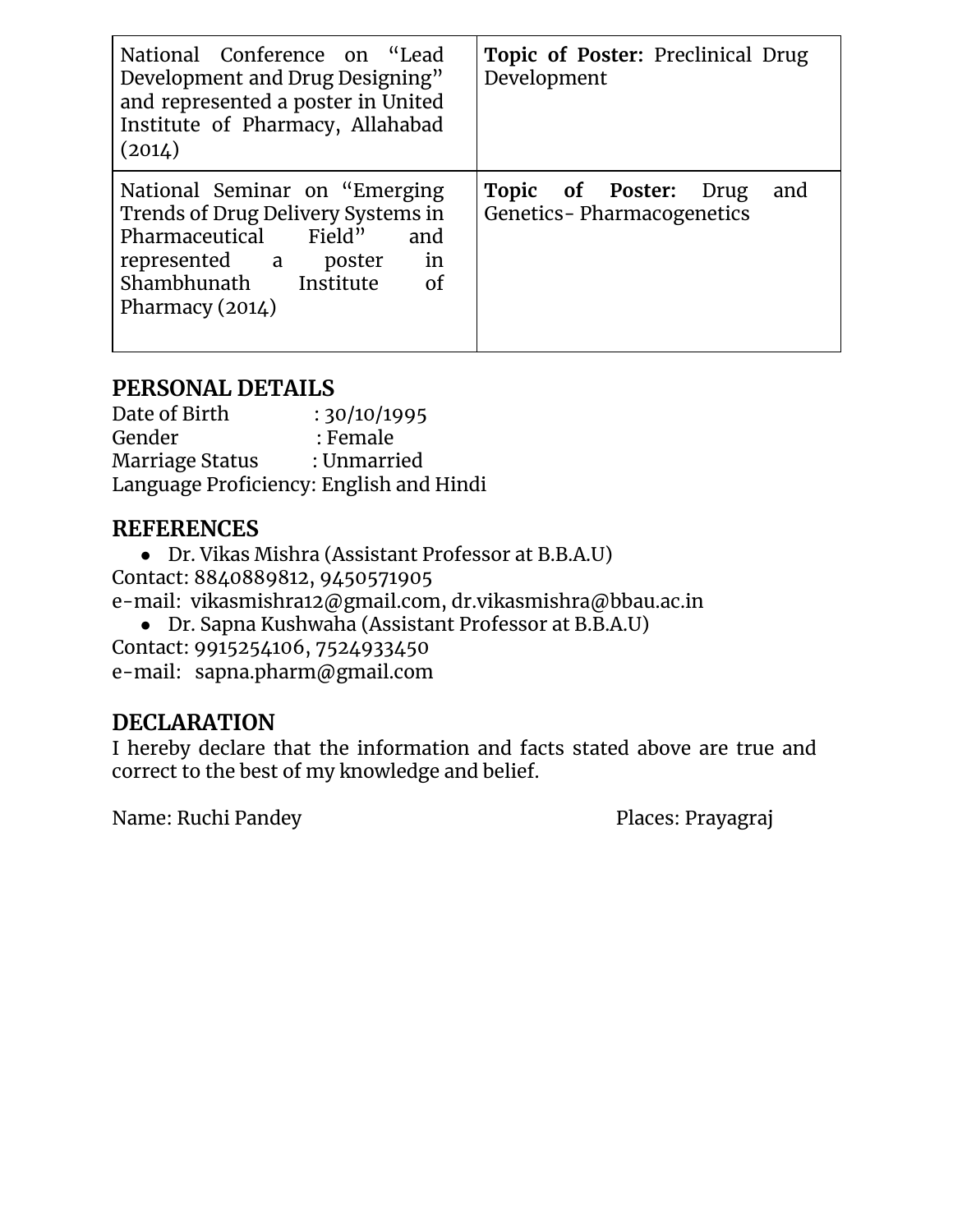| | |
|---|---|
| National Conference on "Lead Development and Drug Designing" and represented a poster in United Institute of Pharmacy, Allahabad (2014) | **Topic of Poster:** Preclinical Drug Development |
| National Seminar on "Emerging Trends of Drug Delivery Systems in Pharmaceutical Field" and represented a poster in Shambhunath Institute of Pharmacy (2014) | **Topic of Poster:** Drug and Genetics- Pharmacogenetics |

## PERSONAL DETAILS

Date of Birth : 30/10/1995
Gender : Female
Marriage Status : Unmarried
Language Proficiency: English and Hindi

## REFERENCES

- Dr. Vikas Mishra (Assistant Professor at B.B.A.U)

Contact: 8840889812, 9450571905
e-mail: vikasmishra12@gmail.com, dr.vikasmishra@bbau.ac.in

- Dr. Sapna Kushwaha (Assistant Professor at B.B.A.U)

Contact: 9915254106, 7524933450
e-mail: sapna.pharm@gmail.com

## DECLARATION

I hereby declare that the information and facts stated above are true and correct to the best of my knowledge and belief.

Name: Ruchi Pandey Places: Prayagraj